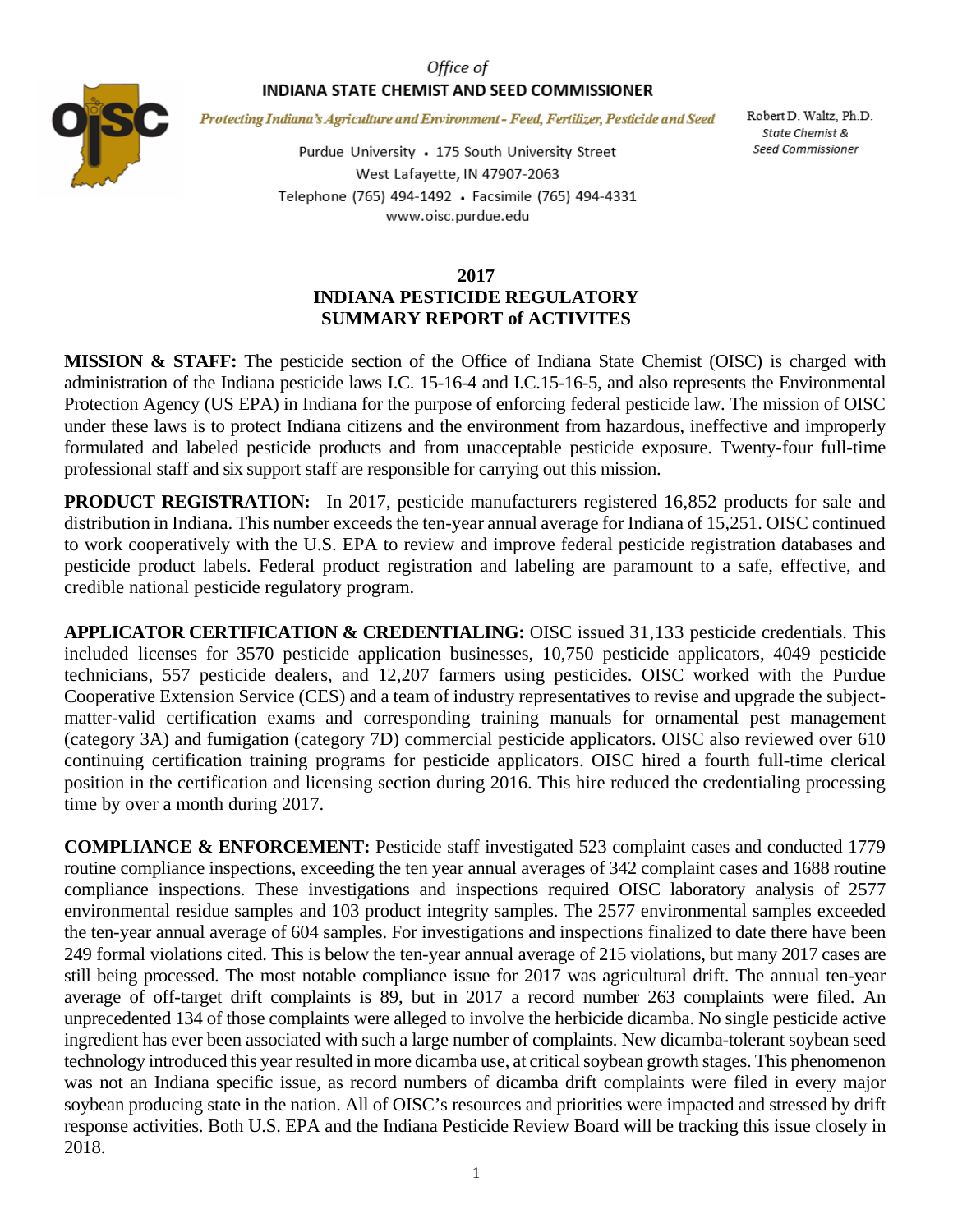Office of
**INDIANA STATE CHEMIST AND SEED COMMISSIONER**

*Protecting Indiana's Agriculture and Environment - Feed, Fertilizer, Pesticide and Seed*

Purdue University • 175 South University Street
West Lafayette, IN 47907-2063
Telephone (765) 494-1492 • Facsimile (765) 494-4331
www.oisc.purdue.edu

Robert D. Waltz, Ph.D.
*State Chemist & Seed Commissioner*

# 2017
# INDIANA PESTICIDE REGULATORY SUMMARY REPORT of ACTIVITES

**MISSION & STAFF:** The pesticide section of the Office of Indiana State Chemist (OISC) is charged with administration of the Indiana pesticide laws I.C. 15-16-4 and I.C.15-16-5, and also represents the Environmental Protection Agency (US EPA) in Indiana for the purpose of enforcing federal pesticide law. The mission of OISC under these laws is to protect Indiana citizens and the environment from hazardous, ineffective and improperly formulated and labeled pesticide products and from unacceptable pesticide exposure. Twenty-four full-time professional staff and six support staff are responsible for carrying out this mission.

**PRODUCT REGISTRATION:** In 2017, pesticide manufacturers registered 16,852 products for sale and distribution in Indiana. This number exceeds the ten-year annual average for Indiana of 15,251. OISC continued to work cooperatively with the U.S. EPA to review and improve federal pesticide registration databases and pesticide product labels. Federal product registration and labeling are paramount to a safe, effective, and credible national pesticide regulatory program.

**APPLICATOR CERTIFICATION & CREDENTIALING:** OISC issued 31,133 pesticide credentials. This included licenses for 3570 pesticide application businesses, 10,750 pesticide applicators, 4049 pesticide technicians, 557 pesticide dealers, and 12,207 farmers using pesticides. OISC worked with the Purdue Cooperative Extension Service (CES) and a team of industry representatives to revise and upgrade the subject-matter-valid certification exams and corresponding training manuals for ornamental pest management (category 3A) and fumigation (category 7D) commercial pesticide applicators. OISC also reviewed over 610 continuing certification training programs for pesticide applicators. OISC hired a fourth full-time clerical position in the certification and licensing section during 2016. This hire reduced the credentialing processing time by over a month during 2017.

**COMPLIANCE & ENFORCEMENT:** Pesticide staff investigated 523 complaint cases and conducted 1779 routine compliance inspections, exceeding the ten year annual averages of 342 complaint cases and 1688 routine compliance inspections. These investigations and inspections required OISC laboratory analysis of 2577 environmental residue samples and 103 product integrity samples. The 2577 environmental samples exceeded the ten-year annual average of 604 samples. For investigations and inspections finalized to date there have been 249 formal violations cited. This is below the ten-year annual average of 215 violations, but many 2017 cases are still being processed. The most notable compliance issue for 2017 was agricultural drift. The annual ten-year average of off-target drift complaints is 89, but in 2017 a record number 263 complaints were filed. An unprecedented 134 of those complaints were alleged to involve the herbicide dicamba. No single pesticide active ingredient has ever been associated with such a large number of complaints. New dicamba-tolerant soybean seed technology introduced this year resulted in more dicamba use, at critical soybean growth stages. This phenomenon was not an Indiana specific issue, as record numbers of dicamba drift complaints were filed in every major soybean producing state in the nation. All of OISC's resources and priorities were impacted and stressed by drift response activities. Both U.S. EPA and the Indiana Pesticide Review Board will be tracking this issue closely in 2018.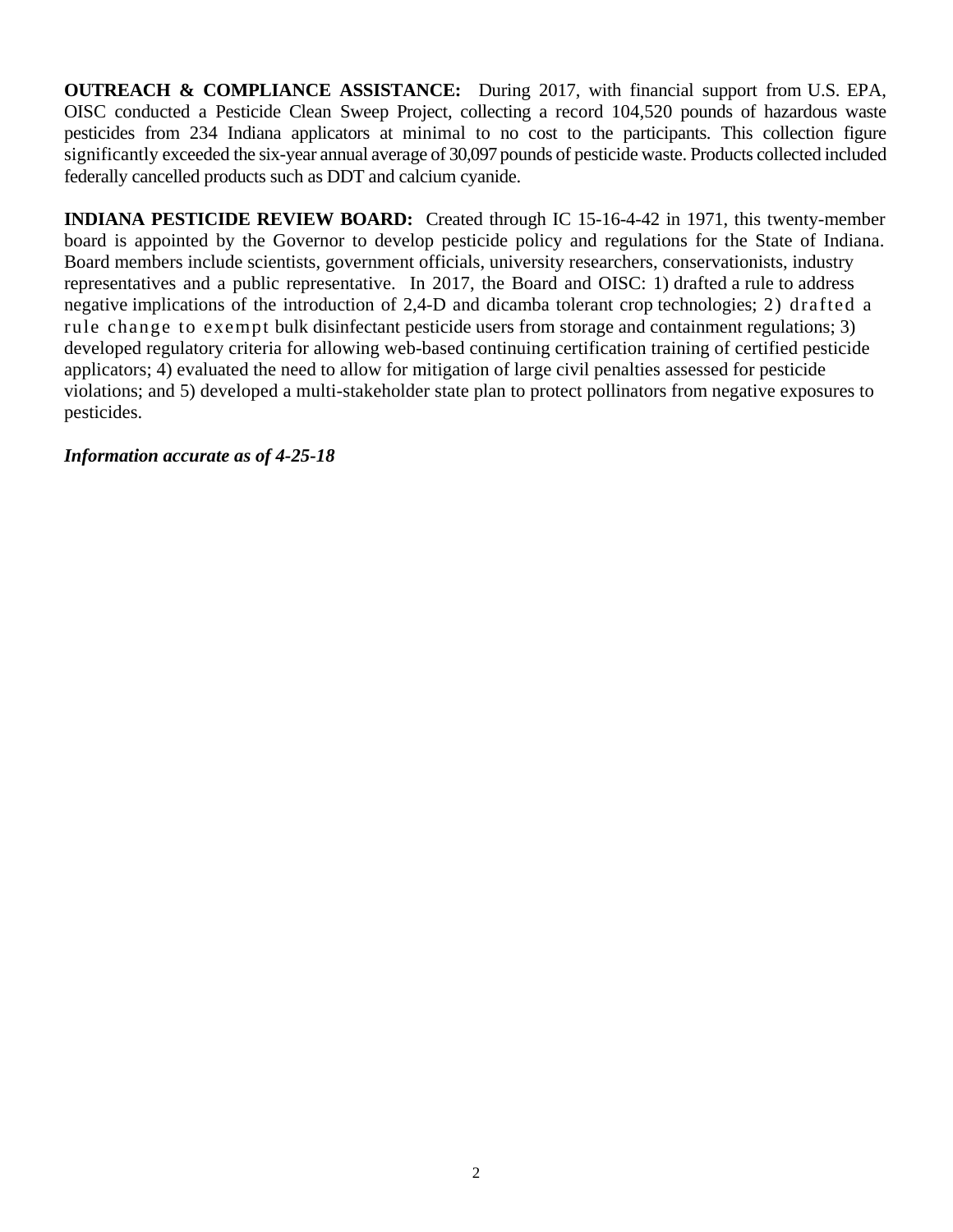**OUTREACH & COMPLIANCE ASSISTANCE:** During 2017, with financial support from U.S. EPA, OISC conducted a Pesticide Clean Sweep Project, collecting a record 104,520 pounds of hazardous waste pesticides from 234 Indiana applicators at minimal to no cost to the participants. This collection figure significantly exceeded the six-year annual average of 30,097 pounds of pesticide waste. Products collected included federally cancelled products such as DDT and calcium cyanide.

**INDIANA PESTICIDE REVIEW BOARD:** Created through IC 15-16-4-42 in 1971, this twenty-member board is appointed by the Governor to develop pesticide policy and regulations for the State of Indiana. Board members include scientists, government officials, university researchers, conservationists, industry representatives and a public representative. In 2017, the Board and OISC: 1) drafted a rule to address negative implications of the introduction of 2,4-D and dicamba tolerant crop technologies; 2) drafted a rule change to exempt bulk disinfectant pesticide users from storage and containment regulations; 3) developed regulatory criteria for allowing web-based continuing certification training of certified pesticide applicators; 4) evaluated the need to allow for mitigation of large civil penalties assessed for pesticide violations; and 5) developed a multi-stakeholder state plan to protect pollinators from negative exposures to pesticides.

***Information accurate as of 4-25-18***